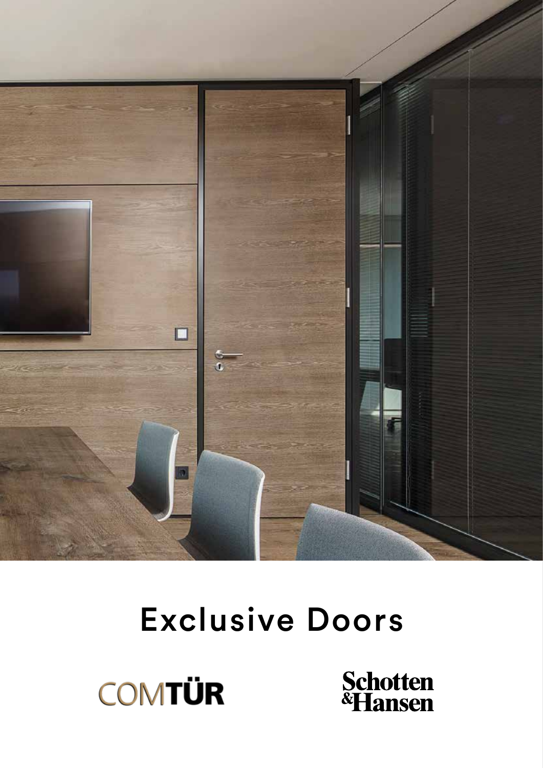# Exclusive Doors

COMTÜR

Schotten & Hansen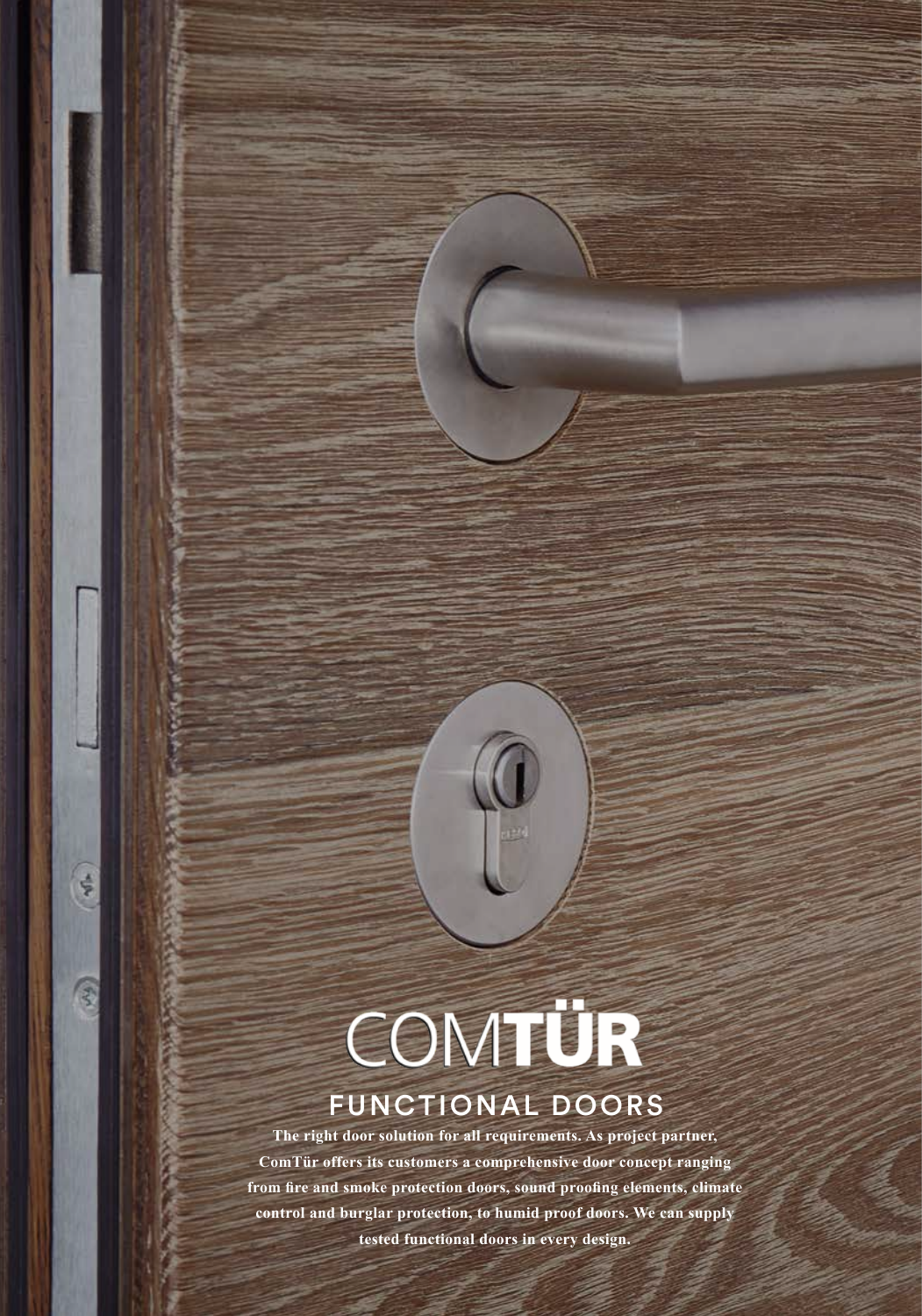# COMTÜR

## FUNCTIONAL DOORS

**The right door solution for all requirements. As project partner, ComTür offers its customers a comprehensive door concept ranging from fire and smoke protection doors, sound proofing elements, climate control and burglar protection, to humid proof doors. We can supply tested functional doors in every design.**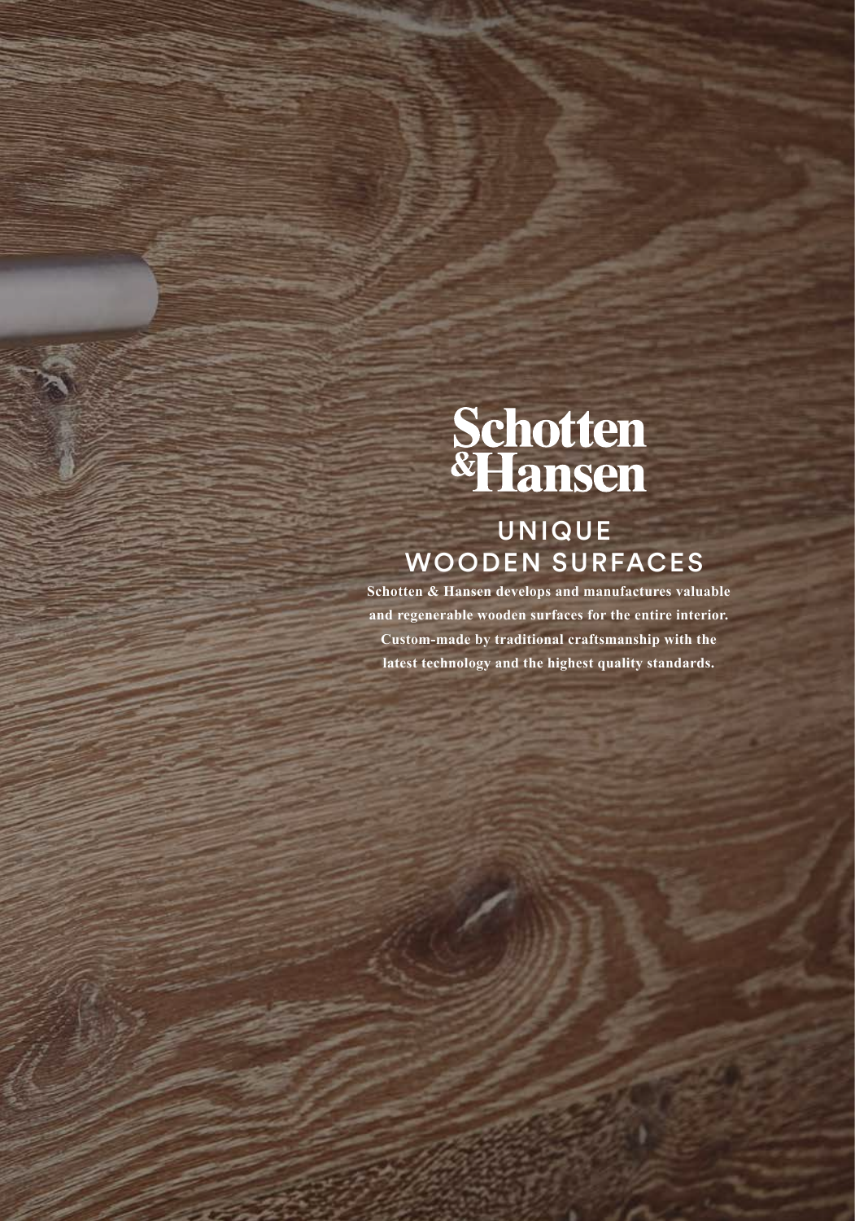# Schotten & Hansen

## UNIQUE WOODEN SURFACES

**Schotten & Hansen develops and manufactures valuable and regenerable wooden surfaces for the entire interior. Custom-made by traditional craftsmanship with the latest technology and the highest quality standards.**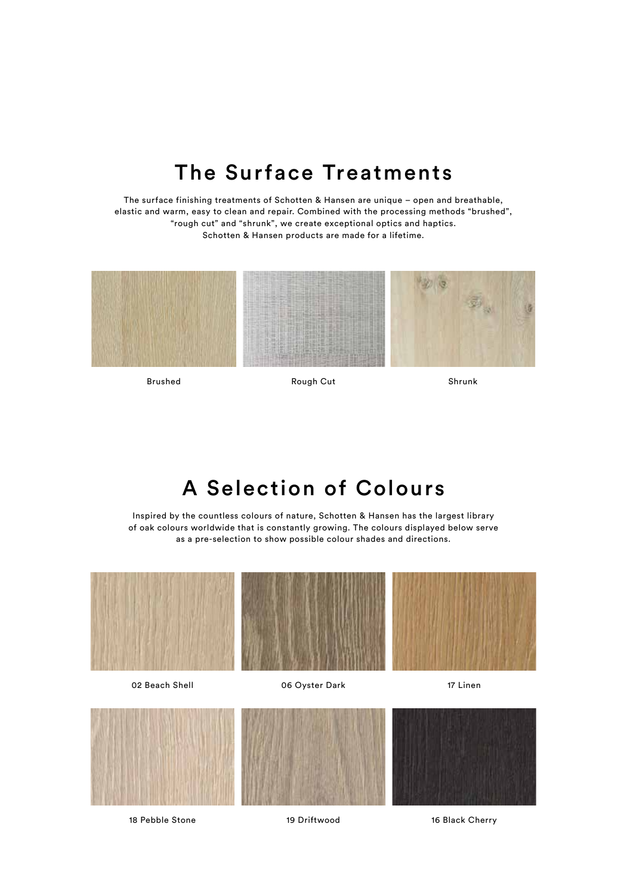## The Surface Treatments

The surface finishing treatments of Schotten & Hansen are unique – open and breathable, elastic and warm, easy to clean and repair. Combined with the processing methods "brushed", "rough cut" and "shrunk", we create exceptional optics and haptics. Schotten & Hansen products are made for a lifetime.

Brushed

Rough Cut

Shrunk

## A Selection of Colours

Inspired by the countless colours of nature, Schotten & Hansen has the largest library of oak colours worldwide that is constantly growing. The colours displayed below serve as a pre-selection to show possible colour shades and directions.

02 Beach Shell

06 Oyster Dark

17 Linen

18 Pebble Stone

19 Driftwood

16 Black Cherry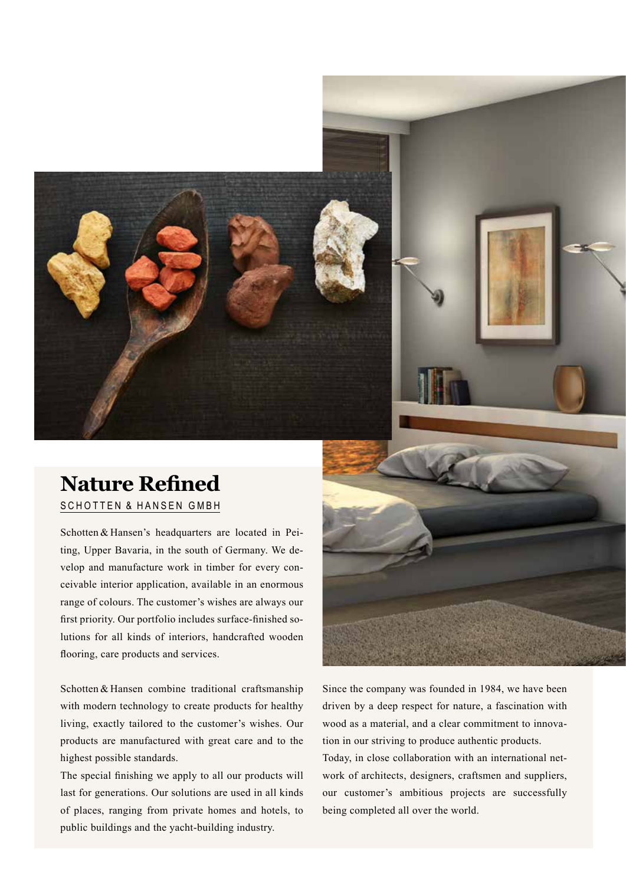# Nature Refined

SCHOTTEN & HANSEN GMBH

Schotten & Hansen's headquarters are located in Peiting, Upper Bavaria, in the south of Germany. We develop and manufacture work in timber for every conceivable interior application, available in an enormous range of colours. The customer's wishes are always our first priority. Our portfolio includes surface-finished solutions for all kinds of interiors, handcrafted wooden flooring, care products and services.

Schotten & Hansen combine traditional craftsmanship with modern technology to create products for healthy living, exactly tailored to the customer's wishes. Our products are manufactured with great care and to the highest possible standards.
The special finishing we apply to all our products will last for generations. Our solutions are used in all kinds of places, ranging from private homes and hotels, to public buildings and the yacht-building industry.

Since the company was founded in 1984, we have been driven by a deep respect for nature, a fascination with wood as a material, and a clear commitment to innovation in our striving to produce authentic products.
Today, in close collaboration with an international network of architects, designers, craftsmen and suppliers, our customer's ambitious projects are successfully being completed all over the world.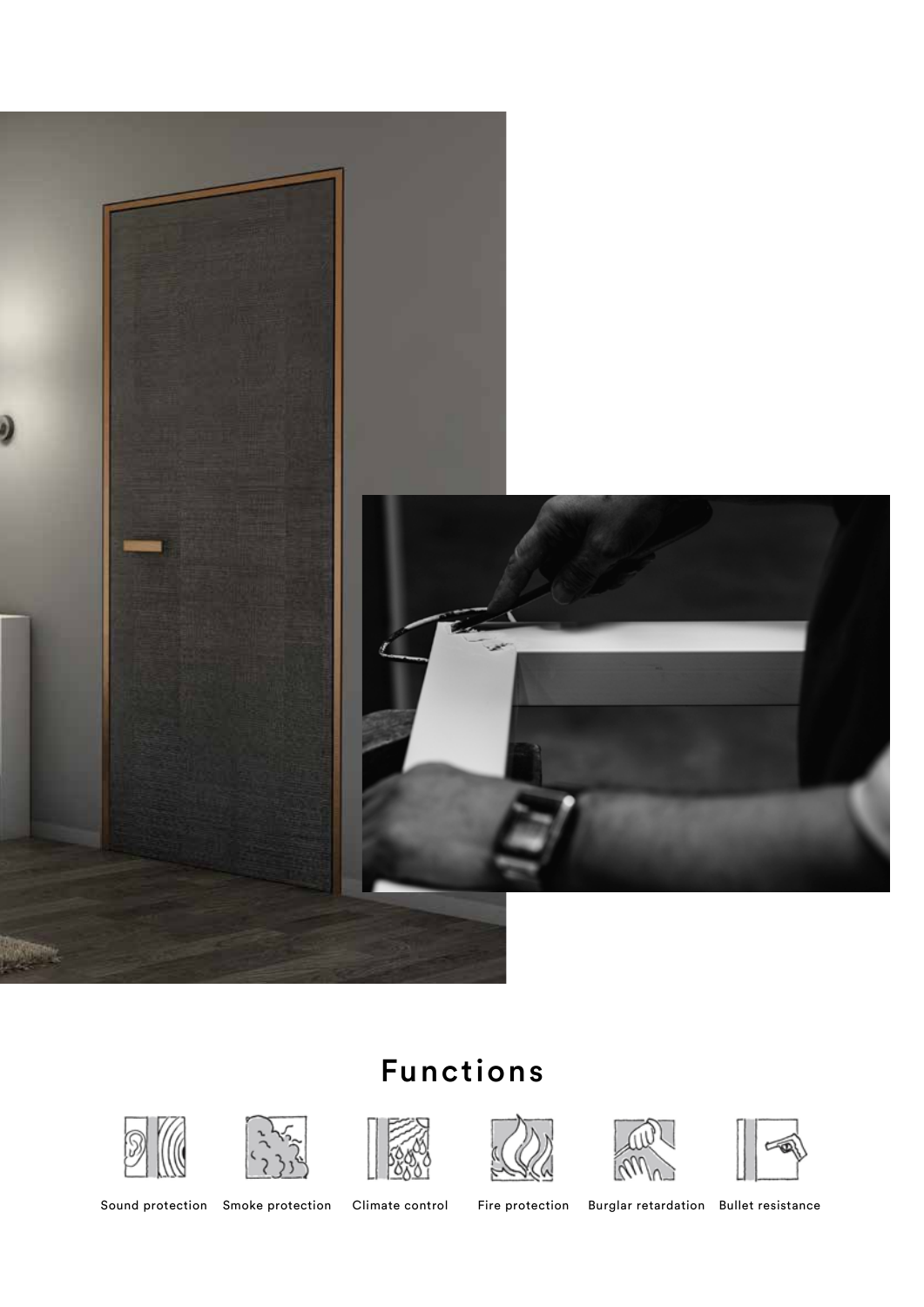# Functions

Sound protection Smoke protection Climate control Fire protection Burglar retardation Bullet resistance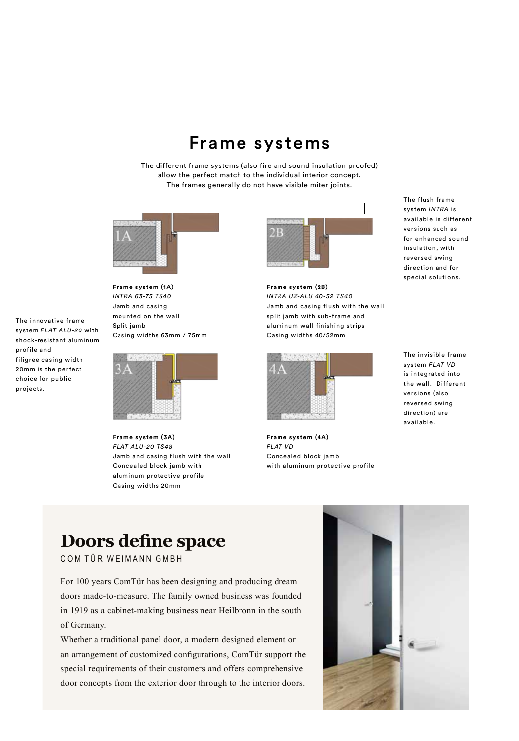# Frame systems

The different frame systems (also fire and sound insulation proofed) allow the perfect match to the individual interior concept. The frames generally do not have visible miter joints.

The flush frame system *INTRA* is available in different versions such as for enhanced sound insulation, with reversed swing direction and for special solutions.

1A

**Frame system (1A)**
*INTRA 63-75 TS40*
Jamb and casing mounted on the wall
Split jamb
Casing widths 63mm / 75mm

2B

**Frame system (2B)**
*INTRA UZ-ALU 40-52 TS40*
Jamb and casing flush with the wall
split jamb with sub-frame and aluminum wall finishing strips
Casing widths 40/52mm

The innovative frame system *FLAT ALU-20* with shock-resistant aluminum profile and filigree casing width 20mm is the perfect choice for public projects.

3A

**Frame system (3A)**
*FLAT ALU-20 TS48*
Jamb and casing flush with the wall
Concealed block jamb with aluminum protective profile
Casing widths 20mm

The invisible frame system *FLAT VD* is integrated into the wall. Different versions (also reversed swing direction) are available.

4A

**Frame system (4A)**
*FLAT VD*
Concealed block jamb with aluminum protective profile

## Doors define space

COM TÜR WEIMANN GMBH

For 100 years ComTür has been designing and producing dream doors made-to-measure. The family owned business was founded in 1919 as a cabinet-making business near Heilbronn in the south of Germany.
Whether a traditional panel door, a modern designed element or an arrangement of customized configurations, ComTür support the special requirements of their customers and offers comprehensive door concepts from the exterior door through to the interior doors.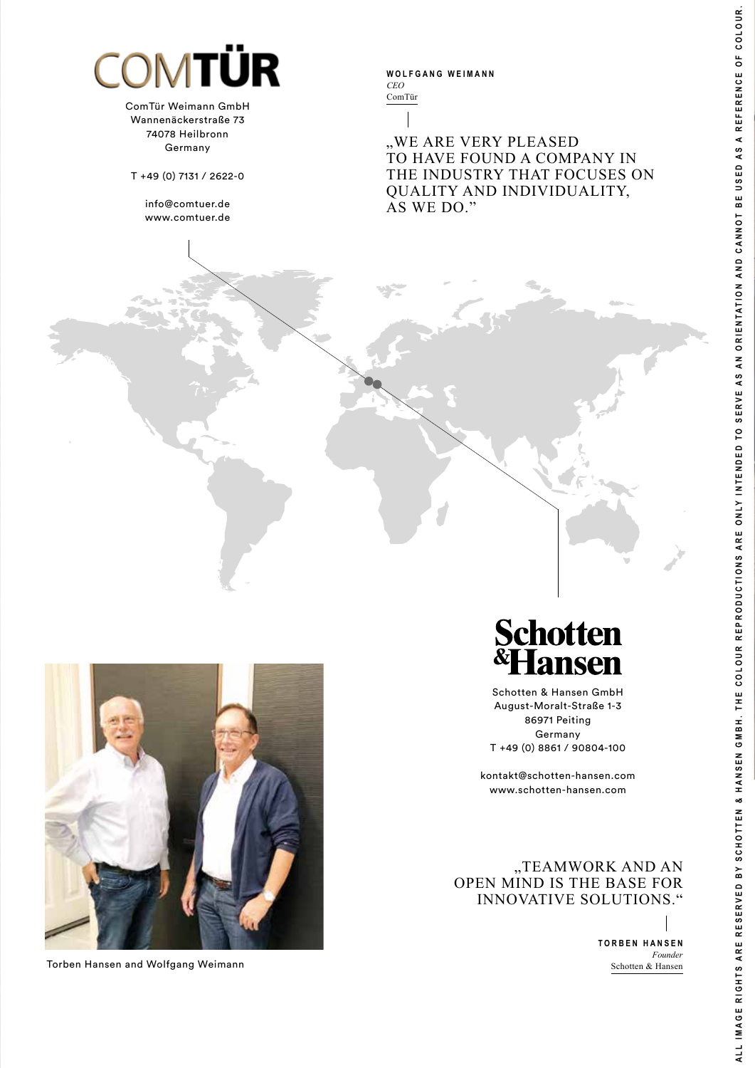# COMTÜR

ComTür Weimann GmbH
Wannenäckerstraße 73
74078 Heilbronn
Germany

T +49 (0) 7131 / 2622-0

info@comtuer.de
www.comtuer.de

**WOLFGANG WEIMANN**
*CEO*
ComTür

„WE ARE VERY PLEASED TO HAVE FOUND A COMPANY IN THE INDUSTRY THAT FOCUSES ON QUALITY AND INDIVIDUALITY, AS WE DO."

# Schotten & Hansen

Schotten & Hansen GmbH
August-Moralt-Straße 1-3
86971 Peiting
Germany
T +49 (0) 8861 / 90804-100

kontakt@schotten-hansen.com
www.schotten-hansen.com

„TEAMWORK AND AN OPEN MIND IS THE BASE FOR INNOVATIVE SOLUTIONS."

**TORBEN HANSEN**
*Founder*
Schotten & Hansen

Torben Hansen and Wolfgang Weimann

ALL IMAGE RIGHTS ARE RESERVED BY SCHOTTEN & HANSEN GMBH. THE COLOUR REPRODUCTIONS ARE ONLY INTENDED TO SERVE AS AN ORIENTATION AND CANNOT BE USED AS A REFERENCE OF COLOUR.